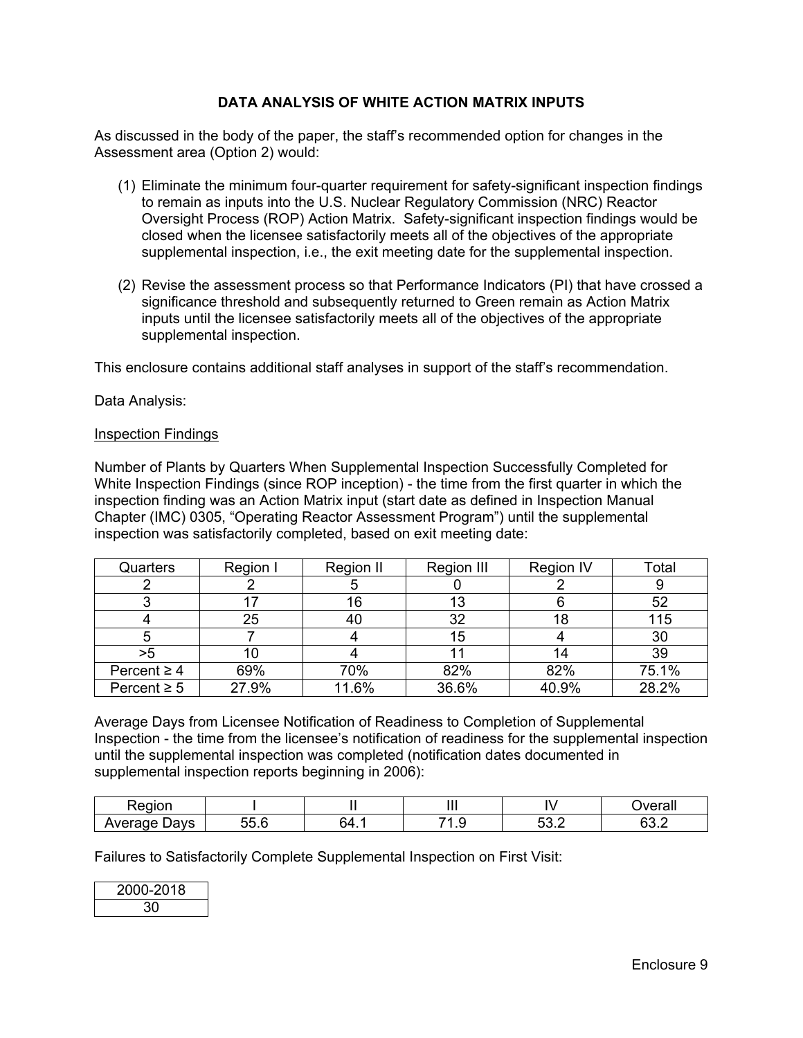# DATA ANALYSIS OF WHITE ACTION MATRIX INPUTS

As discussed in the body of the paper, the staff's recommended option for changes in the Assessment area (Option 2) would:

(1) Eliminate the minimum four-quarter requirement for safety-significant inspection findings to remain as inputs into the U.S. Nuclear Regulatory Commission (NRC) Reactor Oversight Process (ROP) Action Matrix. Safety-significant inspection findings would be closed when the licensee satisfactorily meets all of the objectives of the appropriate supplemental inspection, i.e., the exit meeting date for the supplemental inspection.

(2) Revise the assessment process so that Performance Indicators (PI) that have crossed a significance threshold and subsequently returned to Green remain as Action Matrix inputs until the licensee satisfactorily meets all of the objectives of the appropriate supplemental inspection.

This enclosure contains additional staff analyses in support of the staff's recommendation.

Data Analysis:

Inspection Findings

Number of Plants by Quarters When Supplemental Inspection Successfully Completed for White Inspection Findings (since ROP inception) - the time from the first quarter in which the inspection finding was an Action Matrix input (start date as defined in Inspection Manual Chapter (IMC) 0305, "Operating Reactor Assessment Program") until the supplemental inspection was satisfactorily completed, based on exit meeting date:

| Quarters | Region I | Region II | Region III | Region IV | Total |
|---|---|---|---|---|---|
| 2 | 2 | 5 | 0 | 2 | 9 |
| 3 | 17 | 16 | 13 | 6 | 52 |
| 4 | 25 | 40 | 32 | 18 | 115 |
| 5 | 7 | 4 | 15 | 4 | 30 |
| >5 | 10 | 4 | 11 | 14 | 39 |
| Percent ≥ 4 | 69% | 70% | 82% | 82% | 75.1% |
| Percent ≥ 5 | 27.9% | 11.6% | 36.6% | 40.9% | 28.2% |

Average Days from Licensee Notification of Readiness to Completion of Supplemental Inspection - the time from the licensee's notification of readiness for the supplemental inspection until the supplemental inspection was completed (notification dates documented in supplemental inspection reports beginning in 2006):

| Region | I | II | III | IV | Overall |
|---|---|---|---|---|---|
| Average Days | 55.6 | 64.1 | 71.9 | 53.2 | 63.2 |

Failures to Satisfactorily Complete Supplemental Inspection on First Visit:

| 2000-2018 |
|---|
| 30 |

Enclosure 9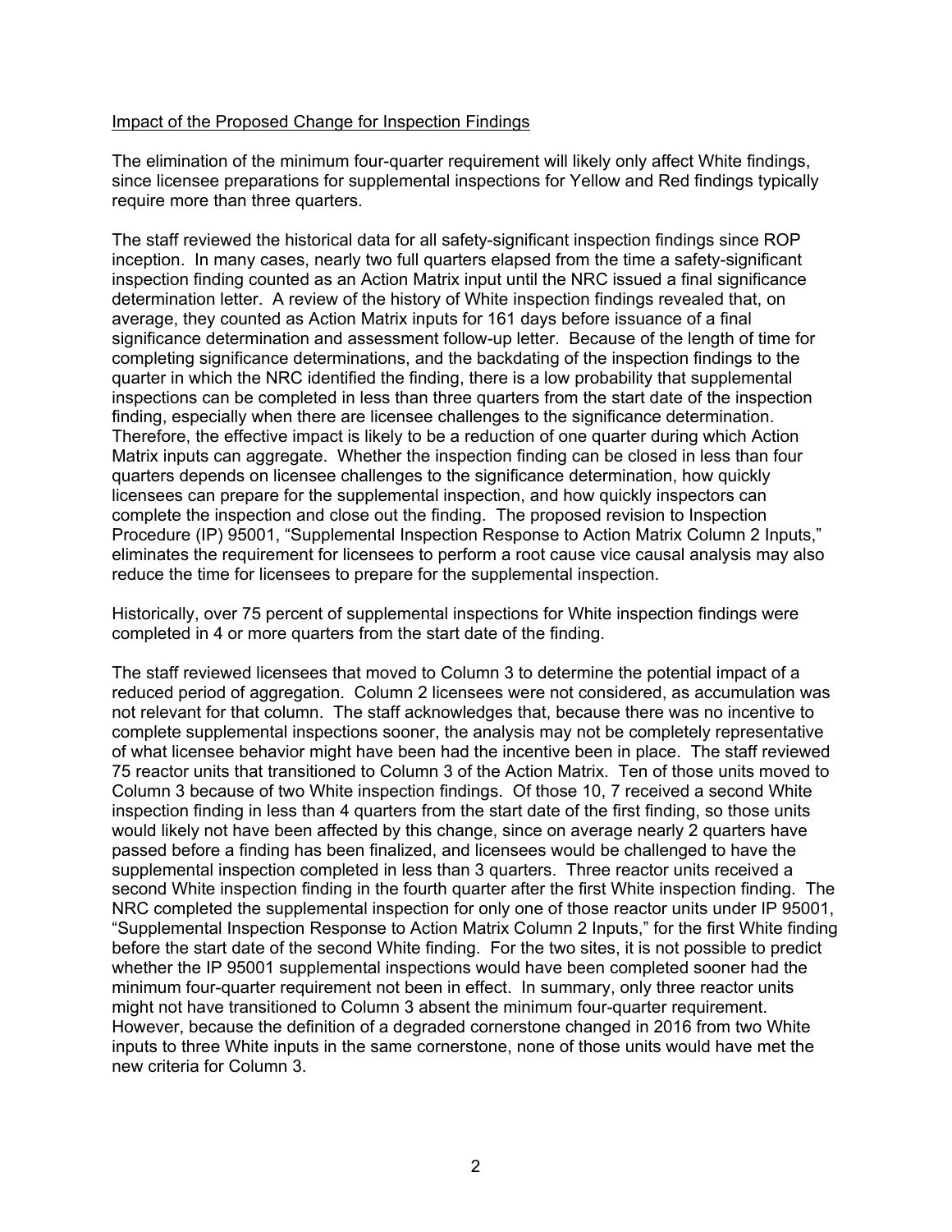Impact of the Proposed Change for Inspection Findings

The elimination of the minimum four-quarter requirement will likely only affect White findings, since licensee preparations for supplemental inspections for Yellow and Red findings typically require more than three quarters.

The staff reviewed the historical data for all safety-significant inspection findings since ROP inception. In many cases, nearly two full quarters elapsed from the time a safety-significant inspection finding counted as an Action Matrix input until the NRC issued a final significance determination letter. A review of the history of White inspection findings revealed that, on average, they counted as Action Matrix inputs for 161 days before issuance of a final significance determination and assessment follow-up letter. Because of the length of time for completing significance determinations, and the backdating of the inspection findings to the quarter in which the NRC identified the finding, there is a low probability that supplemental inspections can be completed in less than three quarters from the start date of the inspection finding, especially when there are licensee challenges to the significance determination. Therefore, the effective impact is likely to be a reduction of one quarter during which Action Matrix inputs can aggregate. Whether the inspection finding can be closed in less than four quarters depends on licensee challenges to the significance determination, how quickly licensees can prepare for the supplemental inspection, and how quickly inspectors can complete the inspection and close out the finding. The proposed revision to Inspection Procedure (IP) 95001, "Supplemental Inspection Response to Action Matrix Column 2 Inputs," eliminates the requirement for licensees to perform a root cause vice causal analysis may also reduce the time for licensees to prepare for the supplemental inspection.

Historically, over 75 percent of supplemental inspections for White inspection findings were completed in 4 or more quarters from the start date of the finding.

The staff reviewed licensees that moved to Column 3 to determine the potential impact of a reduced period of aggregation. Column 2 licensees were not considered, as accumulation was not relevant for that column. The staff acknowledges that, because there was no incentive to complete supplemental inspections sooner, the analysis may not be completely representative of what licensee behavior might have been had the incentive been in place. The staff reviewed 75 reactor units that transitioned to Column 3 of the Action Matrix. Ten of those units moved to Column 3 because of two White inspection findings. Of those 10, 7 received a second White inspection finding in less than 4 quarters from the start date of the first finding, so those units would likely not have been affected by this change, since on average nearly 2 quarters have passed before a finding has been finalized, and licensees would be challenged to have the supplemental inspection completed in less than 3 quarters. Three reactor units received a second White inspection finding in the fourth quarter after the first White inspection finding. The NRC completed the supplemental inspection for only one of those reactor units under IP 95001, "Supplemental Inspection Response to Action Matrix Column 2 Inputs," for the first White finding before the start date of the second White finding. For the two sites, it is not possible to predict whether the IP 95001 supplemental inspections would have been completed sooner had the minimum four-quarter requirement not been in effect. In summary, only three reactor units might not have transitioned to Column 3 absent the minimum four-quarter requirement. However, because the definition of a degraded cornerstone changed in 2016 from two White inputs to three White inputs in the same cornerstone, none of those units would have met the new criteria for Column 3.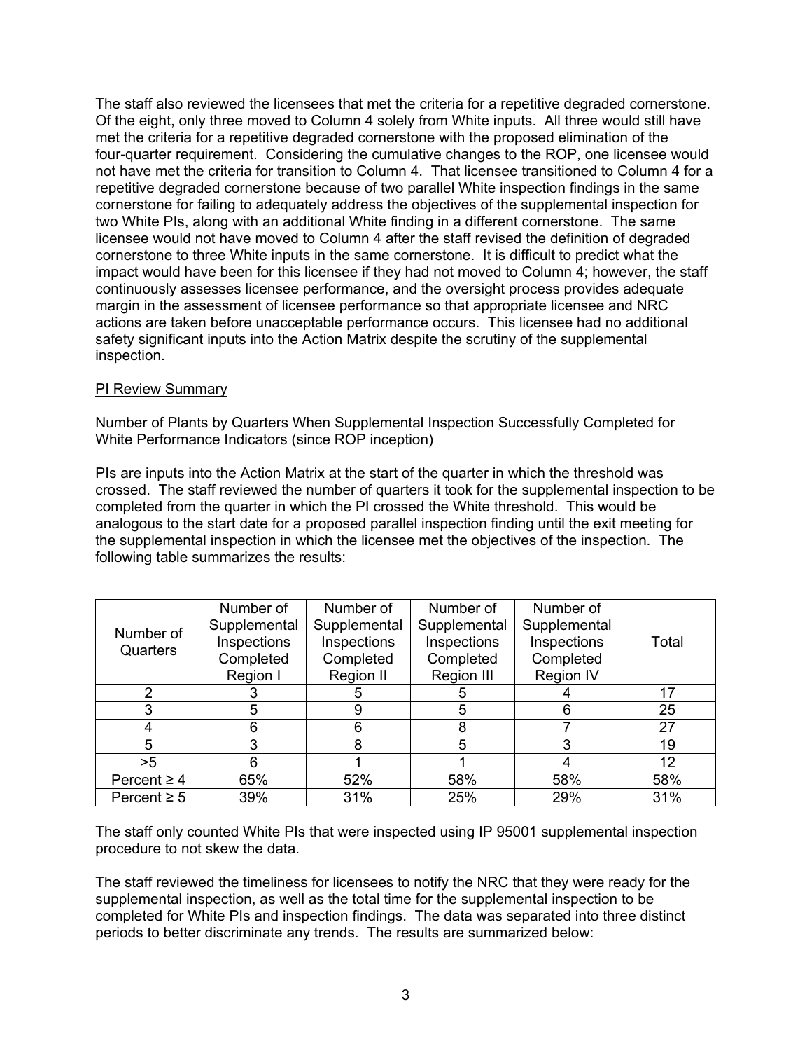The staff also reviewed the licensees that met the criteria for a repetitive degraded cornerstone. Of the eight, only three moved to Column 4 solely from White inputs. All three would still have met the criteria for a repetitive degraded cornerstone with the proposed elimination of the four-quarter requirement. Considering the cumulative changes to the ROP, one licensee would not have met the criteria for transition to Column 4. That licensee transitioned to Column 4 for a repetitive degraded cornerstone because of two parallel White inspection findings in the same cornerstone for failing to adequately address the objectives of the supplemental inspection for two White PIs, along with an additional White finding in a different cornerstone. The same licensee would not have moved to Column 4 after the staff revised the definition of degraded cornerstone to three White inputs in the same cornerstone. It is difficult to predict what the impact would have been for this licensee if they had not moved to Column 4; however, the staff continuously assesses licensee performance, and the oversight process provides adequate margin in the assessment of licensee performance so that appropriate licensee and NRC actions are taken before unacceptable performance occurs. This licensee had no additional safety significant inputs into the Action Matrix despite the scrutiny of the supplemental inspection.

<u>PI Review Summary</u>

Number of Plants by Quarters When Supplemental Inspection Successfully Completed for White Performance Indicators (since ROP inception)

PIs are inputs into the Action Matrix at the start of the quarter in which the threshold was crossed. The staff reviewed the number of quarters it took for the supplemental inspection to be completed from the quarter in which the PI crossed the White threshold. This would be analogous to the start date for a proposed parallel inspection finding until the exit meeting for the supplemental inspection in which the licensee met the objectives of the inspection. The following table summarizes the results:

| Number of Quarters | Number of Supplemental Inspections Completed Region I | Number of Supplemental Inspections Completed Region II | Number of Supplemental Inspections Completed Region III | Number of Supplemental Inspections Completed Region IV | Total |
|---|---|---|---|---|---|
| 2 | 3 | 5 | 5 | 4 | 17 |
| 3 | 5 | 9 | 5 | 6 | 25 |
| 4 | 6 | 6 | 8 | 7 | 27 |
| 5 | 3 | 8 | 5 | 3 | 19 |
| >5 | 6 | 1 | 1 | 4 | 12 |
| Percent ≥ 4 | 65% | 52% | 58% | 58% | 58% |
| Percent ≥ 5 | 39% | 31% | 25% | 29% | 31% |

The staff only counted White PIs that were inspected using IP 95001 supplemental inspection procedure to not skew the data.

The staff reviewed the timeliness for licensees to notify the NRC that they were ready for the supplemental inspection, as well as the total time for the supplemental inspection to be completed for White PIs and inspection findings. The data was separated into three distinct periods to better discriminate any trends. The results are summarized below: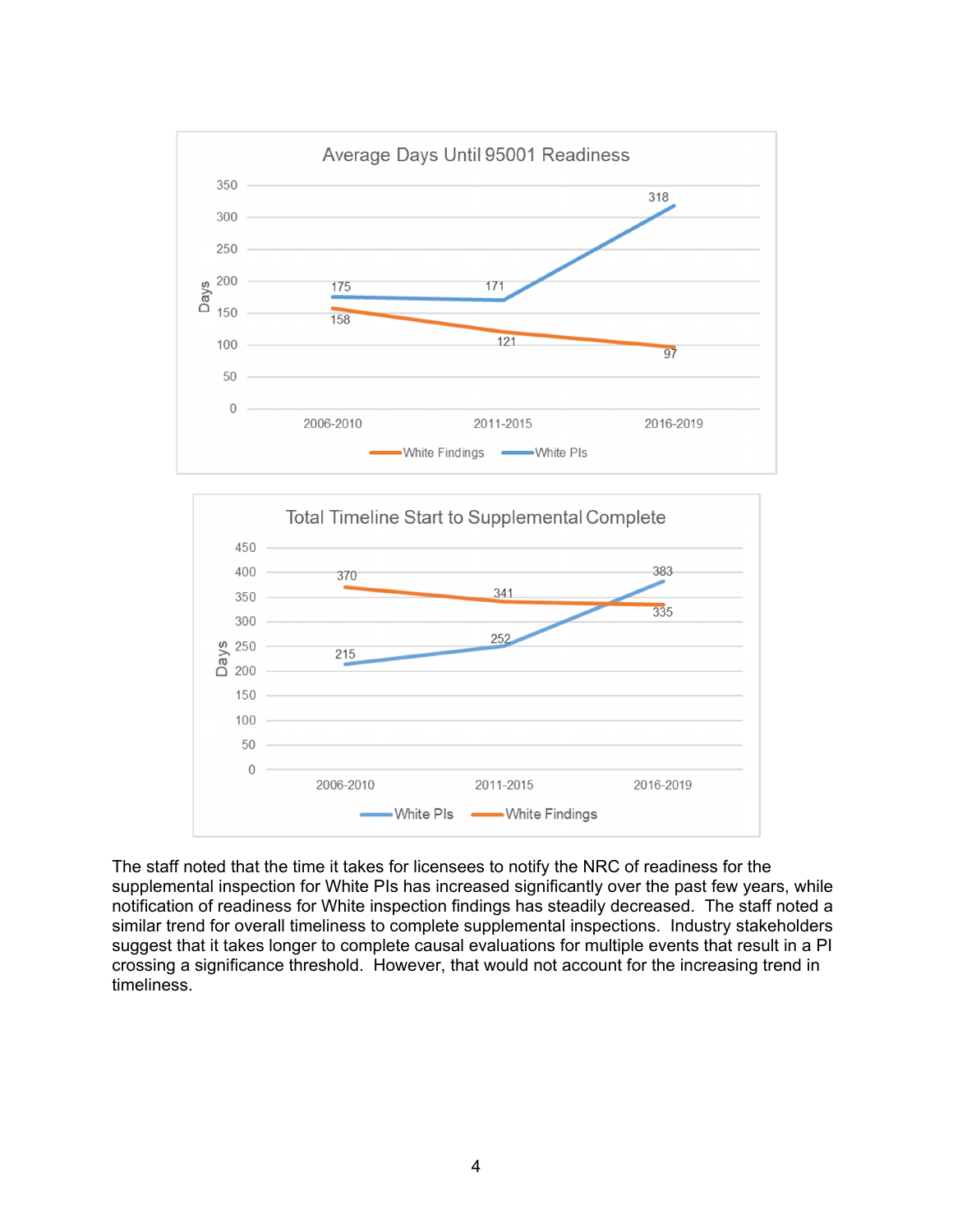**Average Days Until 95001 Readiness**

| Period | White Findings | White PIs |
| --- | --- | --- |
| 2006-2010 | 158 | 175 |
| 2011-2015 | 121 | 171 |
| 2016-2019 | 97 | 318 |

**Total Timeline Start to Supplemental Complete**

| Period | White PIs | White Findings |
| --- | --- | --- |
| 2006-2010 | 215 | 370 |
| 2011-2015 | 252 | 341 |
| 2016-2019 | 383 | 335 |

The staff noted that the time it takes for licensees to notify the NRC of readiness for the supplemental inspection for White PIs has increased significantly over the past few years, while notification of readiness for White inspection findings has steadily decreased. The staff noted a similar trend for overall timeliness to complete supplemental inspections. Industry stakeholders suggest that it takes longer to complete causal evaluations for multiple events that result in a PI crossing a significance threshold. However, that would not account for the increasing trend in timeliness.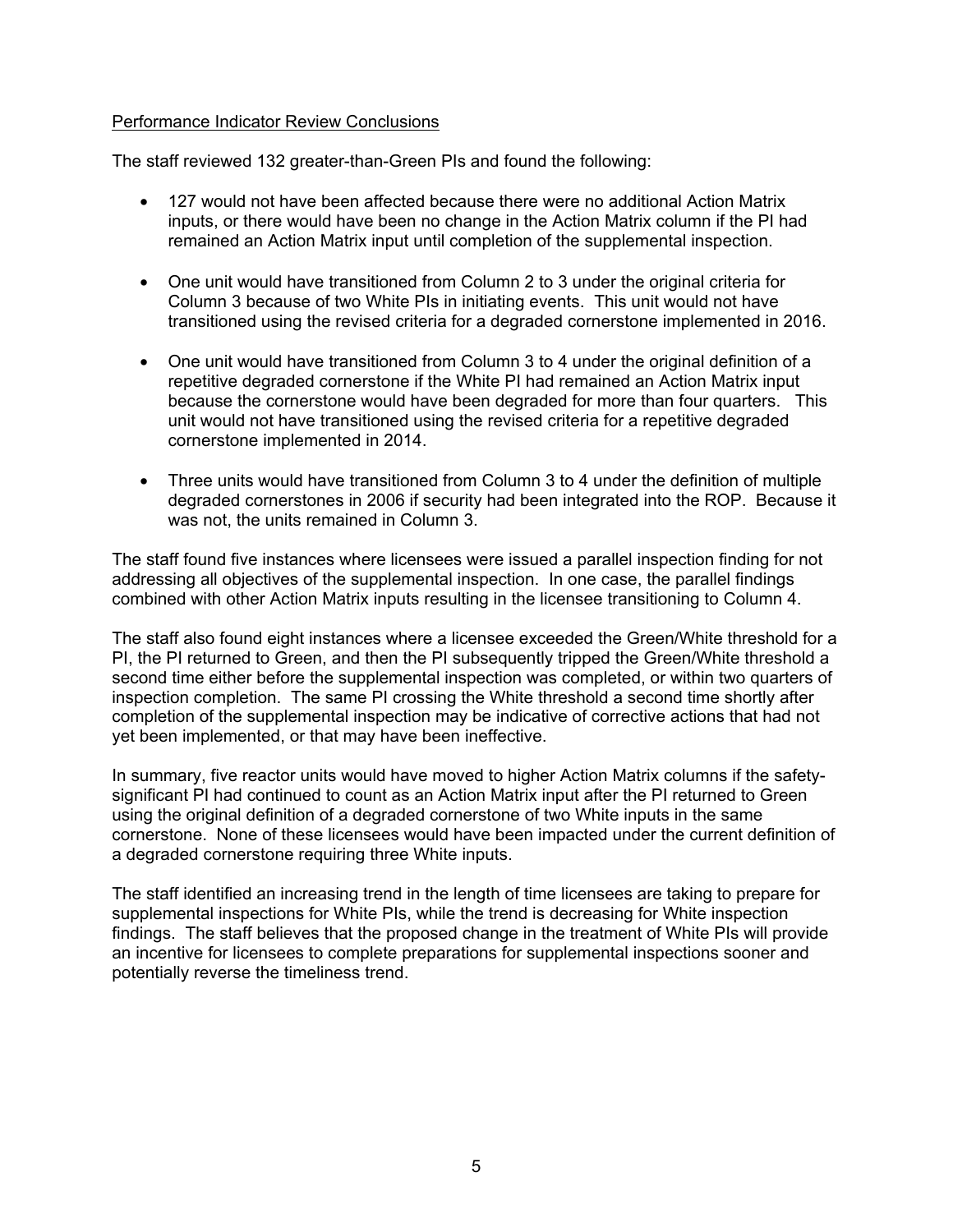Performance Indicator Review Conclusions

The staff reviewed 132 greater-than-Green PIs and found the following:

- 127 would not have been affected because there were no additional Action Matrix inputs, or there would have been no change in the Action Matrix column if the PI had remained an Action Matrix input until completion of the supplemental inspection.
- One unit would have transitioned from Column 2 to 3 under the original criteria for Column 3 because of two White PIs in initiating events. This unit would not have transitioned using the revised criteria for a degraded cornerstone implemented in 2016.
- One unit would have transitioned from Column 3 to 4 under the original definition of a repetitive degraded cornerstone if the White PI had remained an Action Matrix input because the cornerstone would have been degraded for more than four quarters. This unit would not have transitioned using the revised criteria for a repetitive degraded cornerstone implemented in 2014.
- Three units would have transitioned from Column 3 to 4 under the definition of multiple degraded cornerstones in 2006 if security had been integrated into the ROP. Because it was not, the units remained in Column 3.

The staff found five instances where licensees were issued a parallel inspection finding for not addressing all objectives of the supplemental inspection. In one case, the parallel findings combined with other Action Matrix inputs resulting in the licensee transitioning to Column 4.

The staff also found eight instances where a licensee exceeded the Green/White threshold for a PI, the PI returned to Green, and then the PI subsequently tripped the Green/White threshold a second time either before the supplemental inspection was completed, or within two quarters of inspection completion. The same PI crossing the White threshold a second time shortly after completion of the supplemental inspection may be indicative of corrective actions that had not yet been implemented, or that may have been ineffective.

In summary, five reactor units would have moved to higher Action Matrix columns if the safety-significant PI had continued to count as an Action Matrix input after the PI returned to Green using the original definition of a degraded cornerstone of two White inputs in the same cornerstone. None of these licensees would have been impacted under the current definition of a degraded cornerstone requiring three White inputs.

The staff identified an increasing trend in the length of time licensees are taking to prepare for supplemental inspections for White PIs, while the trend is decreasing for White inspection findings. The staff believes that the proposed change in the treatment of White PIs will provide an incentive for licensees to complete preparations for supplemental inspections sooner and potentially reverse the timeliness trend.